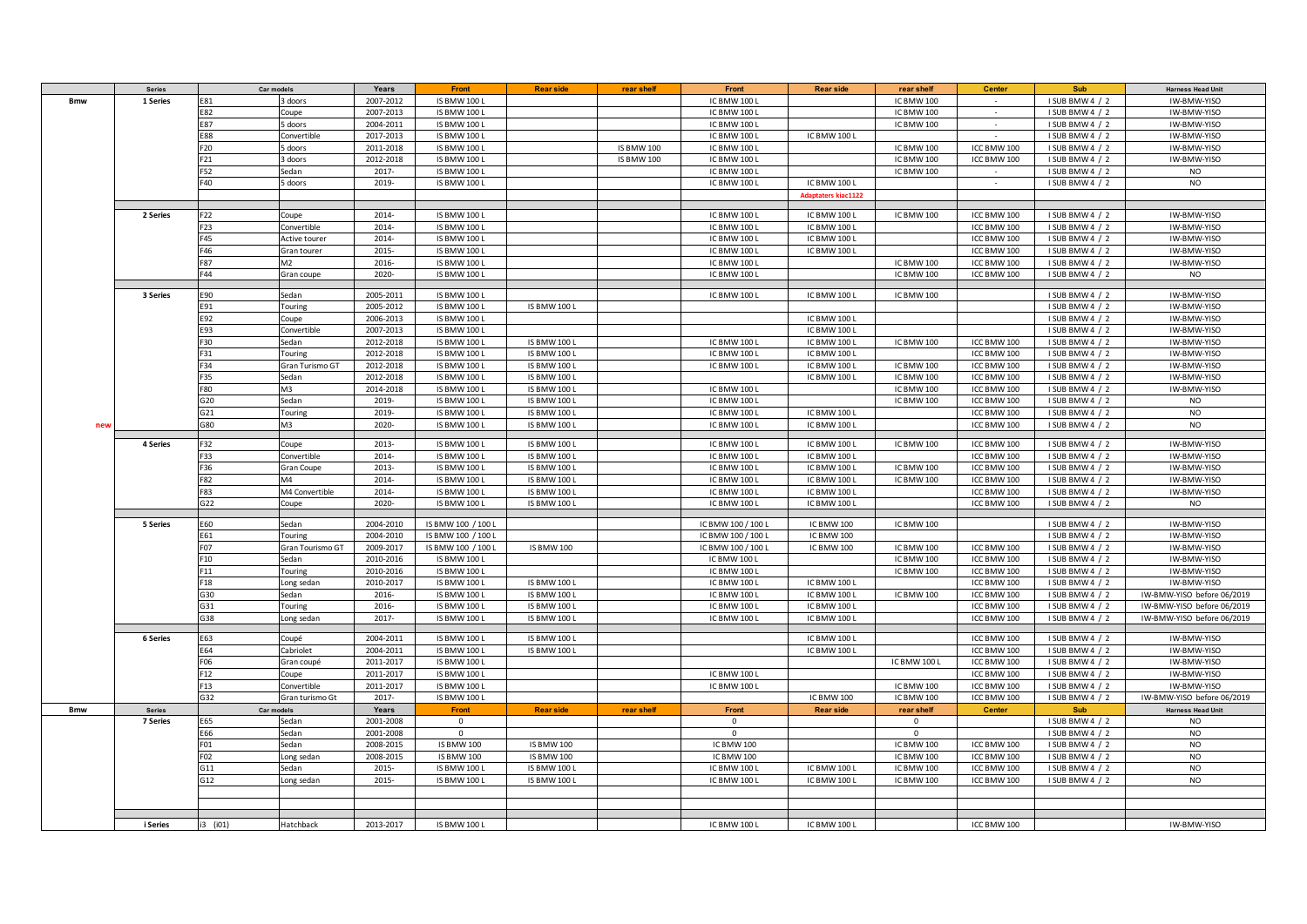| | Series | Car models | | Years | Front | Rear side | rear shelf | Front | Rear side | rear shelf | Center | Sub | Harness Head Unit |
|---|---|---|---|---|---|---|---|---|---|---|---|---|---|
| Bmw | 1 Series | E81 | 3 doors | 2007-2012 | IS BMW 100 L | | | IC BMW 100 L | | IC BMW 100 | - | I SUB BMW 4 / 2 | IW-BMW-YISO |
| | | E82 | Coupe | 2007-2013 | IS BMW 100 L | | | IC BMW 100 L | | IC BMW 100 | - | I SUB BMW 4 / 2 | IW-BMW-YISO |
| | | E87 | 5 doors | 2004-2011 | IS BMW 100 L | | | IC BMW 100 L | | IC BMW 100 | - | I SUB BMW 4 / 2 | IW-BMW-YISO |
| | | E88 | Convertible | 2017-2013 | IS BMW 100 L | | | IC BMW 100 L | IC BMW 100 L | | - | I SUB BMW 4 / 2 | IW-BMW-YISO |
| | | F20 | 5 doors | 2011-2018 | IS BMW 100 L | | IS BMW 100 | IC BMW 100 L | | IC BMW 100 | ICC BMW 100 | I SUB BMW 4 / 2 | IW-BMW-YISO |
| | | F21 | 3 doors | 2012-2018 | IS BMW 100 L | | IS BMW 100 | IC BMW 100 L | | IC BMW 100 | ICC BMW 100 | I SUB BMW 4 / 2 | IW-BMW-YISO |
| | | F52 | Sedan | 2017- | IS BMW 100 L | | | IC BMW 100 L | | IC BMW 100 | - | I SUB BMW 4 / 2 | NO |
| | | F40 | 5 doors | 2019- | IS BMW 100 L | | | IC BMW 100 L | IC BMW 100 L | | - | I SUB BMW 4 / 2 | NO |
| | | | | | | | | | Adaptaters kiac1122 | | | | |
| | | | | | | | | | | | | | |
| | 2 Series | F22 | Coupe | 2014- | IS BMW 100 L | | | IC BMW 100 L | IC BMW 100 L | IC BMW 100 | ICC BMW 100 | I SUB BMW 4 / 2 | IW-BMW-YISO |
| | | F23 | Convertible | 2014- | IS BMW 100 L | | | IC BMW 100 L | IC BMW 100 L | | ICC BMW 100 | I SUB BMW 4 / 2 | IW-BMW-YISO |
| | | F45 | Active tourer | 2014- | IS BMW 100 L | | | IC BMW 100 L | IC BMW 100 L | | ICC BMW 100 | I SUB BMW 4 / 2 | IW-BMW-YISO |
| | | F46 | Gran tourer | 2015- | IS BMW 100 L | | | IC BMW 100 L | IC BMW 100 L | | ICC BMW 100 | I SUB BMW 4 / 2 | IW-BMW-YISO |
| | | F87 | M2 | 2016- | IS BMW 100 L | | | IC BMW 100 L | | IC BMW 100 | ICC BMW 100 | I SUB BMW 4 / 2 | IW-BMW-YISO |
| | | F44 | Gran coupe | 2020- | IS BMW 100 L | | | IC BMW 100 L | | IC BMW 100 | ICC BMW 100 | I SUB BMW 4 / 2 | NO |
| | | | | | | | | | | | | | |
| | 3 Series | E90 | Sedan | 2005-2011 | IS BMW 100 L | | | IC BMW 100 L | IC BMW 100 L | IC BMW 100 | | I SUB BMW 4 / 2 | IW-BMW-YISO |
| | | E91 | Touring | 2005-2012 | IS BMW 100 L | IS BMW 100 L | | | | | | I SUB BMW 4 / 2 | IW-BMW-YISO |
| | | E92 | Coupe | 2006-2013 | IS BMW 100 L | | | | IC BMW 100 L | | | I SUB BMW 4 / 2 | IW-BMW-YISO |
| | | E93 | Convertible | 2007-2013 | IS BMW 100 L | | | | IC BMW 100 L | | | I SUB BMW 4 / 2 | IW-BMW-YISO |
| | | F30 | Sedan | 2012-2018 | IS BMW 100 L | IS BMW 100 L | | IC BMW 100 L | IC BMW 100 L | IC BMW 100 | ICC BMW 100 | I SUB BMW 4 / 2 | IW-BMW-YISO |
| | | F31 | Touring | 2012-2018 | IS BMW 100 L | IS BMW 100 L | | IC BMW 100 L | IC BMW 100 L | | ICC BMW 100 | I SUB BMW 4 / 2 | IW-BMW-YISO |
| | | F34 | Gran Turismo GT | 2012-2018 | IS BMW 100 L | IS BMW 100 L | | IC BMW 100 L | IC BMW 100 L | IC BMW 100 | ICC BMW 100 | I SUB BMW 4 / 2 | IW-BMW-YISO |
| | | F35 | Sedan | 2012-2018 | IS BMW 100 L | IS BMW 100 L | | | IC BMW 100 L | IC BMW 100 | ICC BMW 100 | I SUB BMW 4 / 2 | IW-BMW-YISO |
| | | F80 | M3 | 2014-2018 | IS BMW 100 L | IS BMW 100 L | | IC BMW 100 L | | IC BMW 100 | ICC BMW 100 | I SUB BMW 4 / 2 | IW-BMW-YISO |
| | | G20 | Sedan | 2019- | IS BMW 100 L | IS BMW 100 L | | IC BMW 100 L | | IC BMW 100 | ICC BMW 100 | I SUB BMW 4 / 2 | NO |
| | | G21 | Touring | 2019- | IS BMW 100 L | IS BMW 100 L | | IC BMW 100 L | IC BMW 100 L | | ICC BMW 100 | I SUB BMW 4 / 2 | NO |
| new | | G80 | M3 | 2020- | IS BMW 100 L | IS BMW 100 L | | IC BMW 100 L | IC BMW 100 L | | ICC BMW 100 | I SUB BMW 4 / 2 | NO |
| | | | | | | | | | | | | | |
| | 4 Series | F32 | Coupe | 2013- | IS BMW 100 L | IS BMW 100 L | | IC BMW 100 L | IC BMW 100 L | IC BMW 100 | ICC BMW 100 | I SUB BMW 4 / 2 | IW-BMW-YISO |
| | | F33 | Convertible | 2014- | IS BMW 100 L | IS BMW 100 L | | IC BMW 100 L | IC BMW 100 L | | ICC BMW 100 | I SUB BMW 4 / 2 | IW-BMW-YISO |
| | | F36 | Gran Coupe | 2013- | IS BMW 100 L | IS BMW 100 L | | IC BMW 100 L | IC BMW 100 L | IC BMW 100 | ICC BMW 100 | I SUB BMW 4 / 2 | IW-BMW-YISO |
| | | F82 | M4 | 2014- | IS BMW 100 L | IS BMW 100 L | | IC BMW 100 L | IC BMW 100 L | IC BMW 100 | ICC BMW 100 | I SUB BMW 4 / 2 | IW-BMW-YISO |
| | | F83 | M4 Convertible | 2014- | IS BMW 100 L | IS BMW 100 L | | IC BMW 100 L | IC BMW 100 L | | ICC BMW 100 | I SUB BMW 4 / 2 | IW-BMW-YISO |
| | | G22 | Coupe | 2020- | IS BMW 100 L | IS BMW 100 L | | IC BMW 100 L | IC BMW 100 L | | ICC BMW 100 | I SUB BMW 4 / 2 | NO |
| | | | | | | | | | | | | | |
| | 5 Series | E60 | Sedan | 2004-2010 | IS BMW 100 / 100 L | | | IC BMW 100 / 100 L | IC BMW 100 | IC BMW 100 | | I SUB BMW 4 / 2 | IW-BMW-YISO |
| | | E61 | Touring | 2004-2010 | IS BMW 100 / 100 L | | | IC BMW 100 / 100 L | IC BMW 100 | | | I SUB BMW 4 / 2 | IW-BMW-YISO |
| | | F07 | Gran Turismo GT | 2009-2017 | IS BMW 100 / 100 L | IS BMW 100 | | IC BMW 100 / 100 L | IC BMW 100 | IC BMW 100 | ICC BMW 100 | I SUB BMW 4 / 2 | IW-BMW-YISO |
| | | F10 | Sedan | 2010-2016 | IS BMW 100 L | | | IC BMW 100 L | | IC BMW 100 | ICC BMW 100 | I SUB BMW 4 / 2 | IW-BMW-YISO |
| | | F11 | Touring | 2010-2016 | IS BMW 100 L | | | IC BMW 100 L | | IC BMW 100 | ICC BMW 100 | I SUB BMW 4 / 2 | IW-BMW-YISO |
| | | F18 | Long sedan | 2010-2017 | IS BMW 100 L | IS BMW 100 L | | IC BMW 100 L | IC BMW 100 L | | ICC BMW 100 | I SUB BMW 4 / 2 | IW-BMW-YISO |
| | | G30 | Sedan | 2016- | IS BMW 100 L | IS BMW 100 L | | IC BMW 100 L | IC BMW 100 L | IC BMW 100 | ICC BMW 100 | I SUB BMW 4 / 2 | IW-BMW-YISO before 06/2019 |
| | | G31 | Touring | 2016- | IS BMW 100 L | IS BMW 100 L | | IC BMW 100 L | IC BMW 100 L | | ICC BMW 100 | I SUB BMW 4 / 2 | IW-BMW-YISO before 06/2019 |
| | | G38 | Long sedan | 2017- | IS BMW 100 L | IS BMW 100 L | | IC BMW 100 L | IC BMW 100 L | | ICC BMW 100 | I SUB BMW 4 / 2 | IW-BMW-YISO before 06/2019 |
| | | | | | | | | | | | | | |
| | 6 Series | E63 | Coupé | 2004-2011 | IS BMW 100 L | IS BMW 100 L | | | IC BMW 100 L | | ICC BMW 100 | I SUB BMW 4 / 2 | IW-BMW-YISO |
| | | E64 | Cabriolet | 2004-2011 | IS BMW 100 L | IS BMW 100 L | | | IC BMW 100 L | | ICC BMW 100 | I SUB BMW 4 / 2 | IW-BMW-YISO |
| | | F06 | Gran coupé | 2011-2017 | IS BMW 100 L | | | | | IC BMW 100 L | ICC BMW 100 | I SUB BMW 4 / 2 | IW-BMW-YISO |
| | | F12 | Coupe | 2011-2017 | IS BMW 100 L | | | IC BMW 100 L | | | ICC BMW 100 | I SUB BMW 4 / 2 | IW-BMW-YISO |
| | | F13 | Convertible | 2011-2017 | IS BMW 100 L | | | IC BMW 100 L | | IC BMW 100 | ICC BMW 100 | I SUB BMW 4 / 2 | IW-BMW-YISO |
| | | G32 | Gran turismo Gt | 2017- | IS BMW 100 L | | | | IC BMW 100 | IC BMW 100 | ICC BMW 100 | I SUB BMW 4 / 2 | IW-BMW-YISO before 06/2019 |
| Bmw | Series | Car models | | Years | Front | Rear side | rear shelf | Front | Rear side | rear shelf | Center | Sub | Harness Head Unit |
| | 7 Series | E65 | Sedan | 2001-2008 | 0 | | | 0 | | 0 | | I SUB BMW 4 / 2 | NO |
| | | E66 | Sedan | 2001-2008 | 0 | | | 0 | | 0 | | I SUB BMW 4 / 2 | NO |
| | | F01 | Sedan | 2008-2015 | IS BMW 100 | IS BMW 100 | | IC BMW 100 | | IC BMW 100 | ICC BMW 100 | I SUB BMW 4 / 2 | NO |
| | | F02 | Long sedan | 2008-2015 | IS BMW 100 | IS BMW 100 | | IC BMW 100 | | IC BMW 100 | ICC BMW 100 | I SUB BMW 4 / 2 | NO |
| | | G11 | Sedan | 2015- | IS BMW 100 L | IS BMW 100 L | | IC BMW 100 L | IC BMW 100 L | IC BMW 100 | ICC BMW 100 | I SUB BMW 4 / 2 | NO |
| | | G12 | Long sedan | 2015- | IS BMW 100 L | IS BMW 100 L | | IC BMW 100 L | IC BMW 100 L | IC BMW 100 | ICC BMW 100 | I SUB BMW 4 / 2 | NO |
| | | | | | | | | | | | | | |
| | | | | | | | | | | | | | |
| | | | | | | | | | | | | | |
| | i Series | i3 (i01) | Hatchback | 2013-2017 | IS BMW 100 L | | | IC BMW 100 L | IC BMW 100 L | | ICC BMW 100 | | IW-BMW-YISO |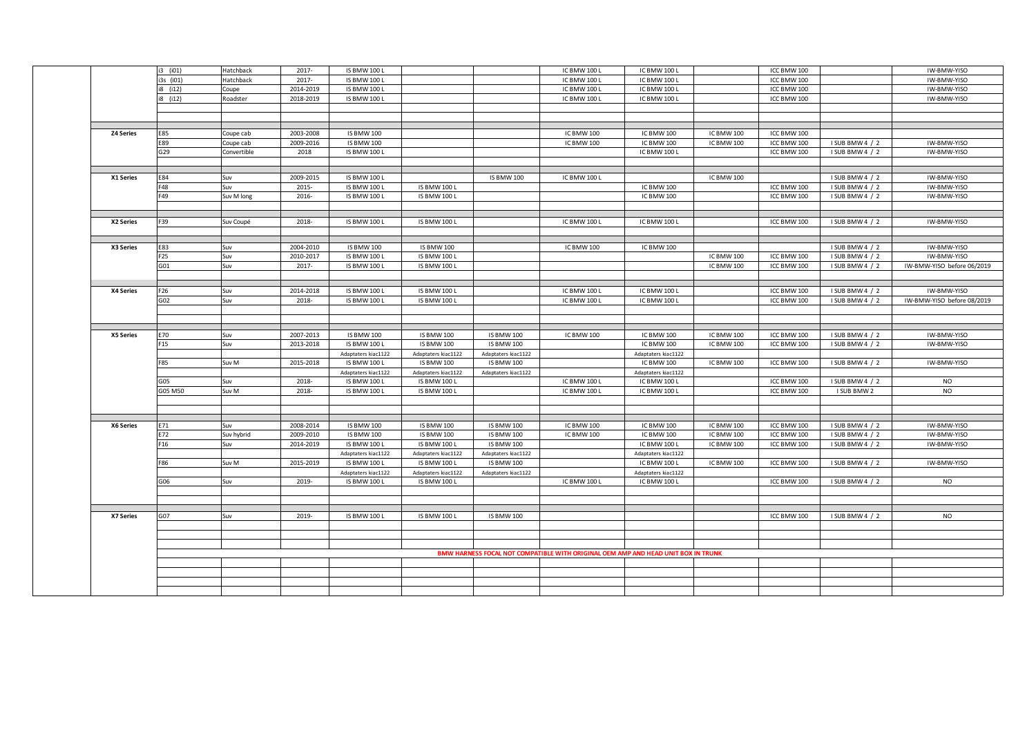| | | | | | | | | | | | | |
|---|---|---|---|---|---|---|---|---|---|---|---|---|
| | i3 (i01) | Hatchback | 2017- | IS BMW 100 L | | | IC BMW 100 L | IC BMW 100 L | | ICC BMW 100 | | IW-BMW-YISO |
| | i3s (i01) | Hatchback | 2017- | IS BMW 100 L | | | IC BMW 100 L | IC BMW 100 L | | ICC BMW 100 | | IW-BMW-YISO |
| | i8 (i12) | Coupe | 2014-2019 | IS BMW 100 L | | | IC BMW 100 L | IC BMW 100 L | | ICC BMW 100 | | IW-BMW-YISO |
| | i8 (i12) | Roadster | 2018-2019 | IS BMW 100 L | | | IC BMW 100 L | IC BMW 100 L | | ICC BMW 100 | | IW-BMW-YISO |
| **Z4 Series** | E85 | Coupe cab | 2003-2008 | IS BMW 100 | | | IC BMW 100 | IC BMW 100 | IC BMW 100 | ICC BMW 100 | | |
| | E89 | Coupe cab | 2009-2016 | IS BMW 100 | | | IC BMW 100 | IC BMW 100 | IC BMW 100 | ICC BMW 100 | I SUB BMW 4 / 2 | IW-BMW-YISO |
| | G29 | Convertible | 2018 | IS BMW 100 L | | | | IC BMW 100 L | | ICC BMW 100 | I SUB BMW 4 / 2 | IW-BMW-YISO |
| **X1 Series** | E84 | Suv | 2009-2015 | IS BMW 100 L | | IS BMW 100 | IC BMW 100 L | | IC BMW 100 | | I SUB BMW 4 / 2 | IW-BMW-YISO |
| | F48 | Suv | 2015- | IS BMW 100 L | IS BMW 100 L | | | IC BMW 100 | | ICC BMW 100 | I SUB BMW 4 / 2 | IW-BMW-YISO |
| | F49 | Suv M long | 2016- | IS BMW 100 L | IS BMW 100 L | | | IC BMW 100 | | ICC BMW 100 | I SUB BMW 4 / 2 | IW-BMW-YISO |
| **X2 Series** | F39 | Suv Coupé | 2018- | IS BMW 100 L | IS BMW 100 L | | IC BMW 100 L | IC BMW 100 L | | ICC BMW 100 | I SUB BMW 4 / 2 | IW-BMW-YISO |
| **X3 Series** | E83 | Suv | 2004-2010 | IS BMW 100 | IS BMW 100 | | IC BMW 100 | IC BMW 100 | | | I SUB BMW 4 / 2 | IW-BMW-YISO |
| | F25 | Suv | 2010-2017 | IS BMW 100 L | IS BMW 100 L | | | | IC BMW 100 | ICC BMW 100 | I SUB BMW 4 / 2 | IW-BMW-YISO |
| | G01 | Suv | 2017- | IS BMW 100 L | IS BMW 100 L | | | | IC BMW 100 | ICC BMW 100 | I SUB BMW 4 / 2 | IW-BMW-YISO before 06/2019 |
| **X4 Series** | F26 | Suv | 2014-2018 | IS BMW 100 L | IS BMW 100 L | | IC BMW 100 L | IC BMW 100 L | | ICC BMW 100 | I SUB BMW 4 / 2 | IW-BMW-YISO |
| | G02 | Suv | 2018- | IS BMW 100 L | IS BMW 100 L | | IC BMW 100 L | IC BMW 100 L | | ICC BMW 100 | I SUB BMW 4 / 2 | IW-BMW-YISO before 08/2019 |
| **X5 Series** | E70 | Suv | 2007-2013 | IS BMW 100 | IS BMW 100 | IS BMW 100 | IC BMW 100 | IC BMW 100 | IC BMW 100 | ICC BMW 100 | I SUB BMW 4 / 2 | IW-BMW-YISO |
| | F15 | Suv | 2013-2018 | IS BMW 100 L | IS BMW 100 | IS BMW 100 | | IC BMW 100 | IC BMW 100 | ICC BMW 100 | I SUB BMW 4 / 2 | IW-BMW-YISO |
| | | | | Adaptaters kiac1122 | Adaptaters kiac1122 | Adaptaters kiac1122 | | Adaptaters kiac1122 | | | | |
| | F85 | Suv M | 2015-2018 | IS BMW 100 L | IS BMW 100 | IS BMW 100 | | IC BMW 100 | IC BMW 100 | ICC BMW 100 | I SUB BMW 4 / 2 | IW-BMW-YISO |
| | | | | Adaptaters kiac1122 | Adaptaters kiac1122 | Adaptaters kiac1122 | | Adaptaters kiac1122 | | | | |
| | G05 | Suv | 2018- | IS BMW 100 L | IS BMW 100 L | | IC BMW 100 L | IC BMW 100 L | | ICC BMW 100 | I SUB BMW 4 / 2 | NO |
| | G05 M50 | Suv M | 2018- | IS BMW 100 L | IS BMW 100 L | | IC BMW 100 L | IC BMW 100 L | | ICC BMW 100 | I SUB BMW 2 | NO |
| **X6 Series** | E71 | Suv | 2008-2014 | IS BMW 100 | IS BMW 100 | IS BMW 100 | IC BMW 100 | IC BMW 100 | IC BMW 100 | ICC BMW 100 | I SUB BMW 4 / 2 | IW-BMW-YISO |
| | E72 | Suv hybrid | 2009-2010 | IS BMW 100 | IS BMW 100 | IS BMW 100 | IC BMW 100 | IC BMW 100 | IC BMW 100 | ICC BMW 100 | I SUB BMW 4 / 2 | IW-BMW-YISO |
| | F16 | Suv | 2014-2019 | IS BMW 100 L | IS BMW 100 L | IS BMW 100 | | IC BMW 100 L | IC BMW 100 | ICC BMW 100 | I SUB BMW 4 / 2 | IW-BMW-YISO |
| | | | | Adaptaters kiac1122 | Adaptaters kiac1122 | Adaptaters kiac1122 | | Adaptaters kiac1122 | | | | |
| | F86 | Suv M | 2015-2019 | IS BMW 100 L | IS BMW 100 L | IS BMW 100 | | IC BMW 100 L | IC BMW 100 | ICC BMW 100 | I SUB BMW 4 / 2 | IW-BMW-YISO |
| | | | | Adaptaters kiac1122 | Adaptaters kiac1122 | Adaptaters kiac1122 | | Adaptaters kiac1122 | | | | |
| | G06 | Suv | 2019- | IS BMW 100 L | IS BMW 100 L | | IC BMW 100 L | IC BMW 100 L | | ICC BMW 100 | I SUB BMW 4 / 2 | NO |
| **X7 Series** | G07 | Suv | 2019- | IS BMW 100 L | IS BMW 100 L | IS BMW 100 | | | | ICC BMW 100 | I SUB BMW 4 / 2 | NO |

**BMW HARNESS FOCAL NOT COMPATIBLE WITH ORIGINAL OEM AMP AND HEAD UNIT BOX IN TRUNK**